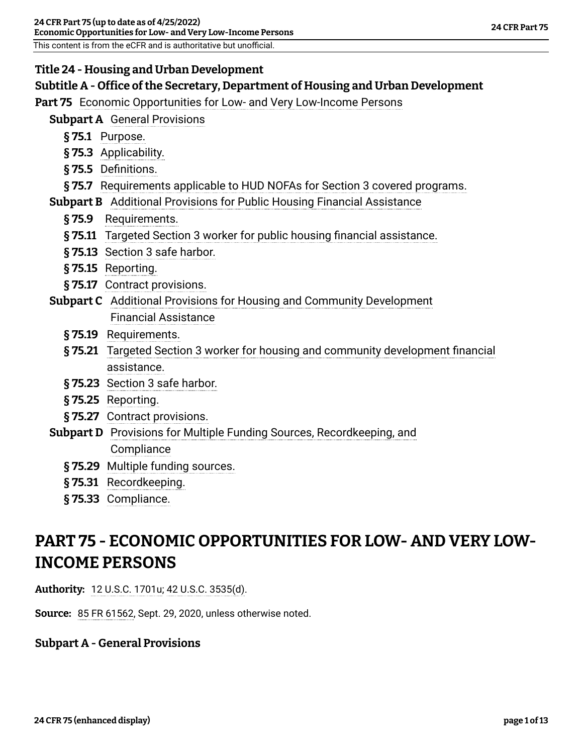## Title 24 - Housing and Urban Development

### Subtitle A - Office of the Secretary, Department of Housing and Urban Development

**Part 75** Economic Opportunities for Low- and Very Low-Income Persons

- **Subpart A** General Provisions
  - **§ 75.1** Purpose.
  - **§ 75.3** Applicability.
  - **§ 75.5** Definitions.
  - **§ 75.7** Requirements applicable to HUD NOFAs for Section 3 covered programs.
- **Subpart B** Additional Provisions for Public Housing Financial Assistance
  - **§ 75.9** Requirements.
  - **§ 75.11** Targeted Section 3 worker for public housing financial assistance.
  - **§ 75.13** Section 3 safe harbor.
  - **§ 75.15** Reporting.
  - **§ 75.17** Contract provisions.
- **Subpart C** Additional Provisions for Housing and Community Development Financial Assistance
  - **§ 75.19** Requirements.
  - **§ 75.21** Targeted Section 3 worker for housing and community development financial assistance.
  - **§ 75.23** Section 3 safe harbor.
  - **§ 75.25** Reporting.
  - **§ 75.27** Contract provisions.
- **Subpart D** Provisions for Multiple Funding Sources, Recordkeeping, and Compliance
  - **§ 75.29** Multiple funding sources.
  - **§ 75.31** Recordkeeping.
  - **§ 75.33** Compliance.

# PART 75 - ECONOMIC OPPORTUNITIES FOR LOW- AND VERY LOW-INCOME PERSONS

**Authority:** 12 U.S.C. 1701u; 42 U.S.C. 3535(d).

**Source:** 85 FR 61562, Sept. 29, 2020, unless otherwise noted.

## Subpart A - General Provisions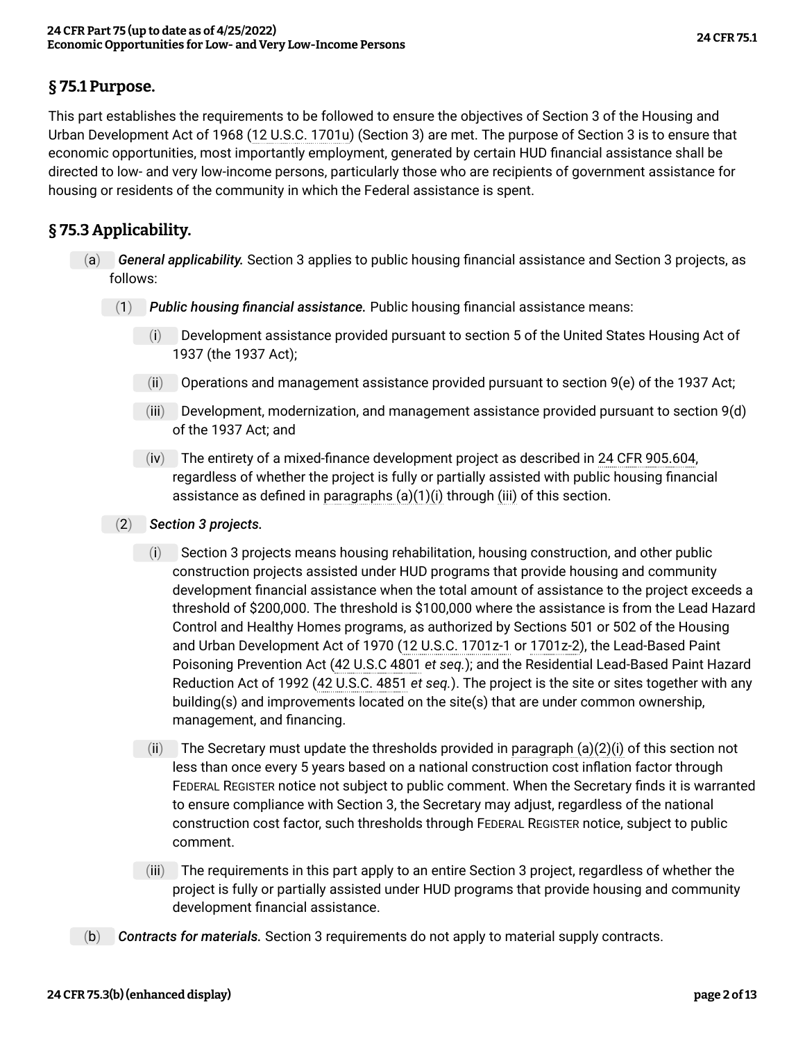## § 75.1 Purpose.

This part establishes the requirements to be followed to ensure the objectives of Section 3 of the Housing and Urban Development Act of 1968 (12 U.S.C. 1701u) (Section 3) are met. The purpose of Section 3 is to ensure that economic opportunities, most importantly employment, generated by certain HUD financial assistance shall be directed to low- and very low-income persons, particularly those who are recipients of government assistance for housing or residents of the community in which the Federal assistance is spent.

## § 75.3 Applicability.

(a) *General applicability.* Section 3 applies to public housing financial assistance and Section 3 projects, as follows:

(1) *Public housing financial assistance.* Public housing financial assistance means:

(i) Development assistance provided pursuant to section 5 of the United States Housing Act of 1937 (the 1937 Act);

(ii) Operations and management assistance provided pursuant to section 9(e) of the 1937 Act;

(iii) Development, modernization, and management assistance provided pursuant to section 9(d) of the 1937 Act; and

(iv) The entirety of a mixed-finance development project as described in 24 CFR 905.604, regardless of whether the project is fully or partially assisted with public housing financial assistance as defined in paragraphs (a)(1)(i) through (iii) of this section.

(2) *Section 3 projects.*

(i) Section 3 projects means housing rehabilitation, housing construction, and other public construction projects assisted under HUD programs that provide housing and community development financial assistance when the total amount of assistance to the project exceeds a threshold of $200,000. The threshold is $100,000 where the assistance is from the Lead Hazard Control and Healthy Homes programs, as authorized by Sections 501 or 502 of the Housing and Urban Development Act of 1970 (12 U.S.C. 1701z-1 or 1701z-2), the Lead-Based Paint Poisoning Prevention Act (42 U.S.C 4801 *et seq.*); and the Residential Lead-Based Paint Hazard Reduction Act of 1992 (42 U.S.C. 4851 *et seq.*). The project is the site or sites together with any building(s) and improvements located on the site(s) that are under common ownership, management, and financing.

(ii) The Secretary must update the thresholds provided in paragraph (a)(2)(i) of this section not less than once every 5 years based on a national construction cost inflation factor through FEDERAL REGISTER notice not subject to public comment. When the Secretary finds it is warranted to ensure compliance with Section 3, the Secretary may adjust, regardless of the national construction cost factor, such thresholds through FEDERAL REGISTER notice, subject to public comment.

(iii) The requirements in this part apply to an entire Section 3 project, regardless of whether the project is fully or partially assisted under HUD programs that provide housing and community development financial assistance.

(b) *Contracts for materials.* Section 3 requirements do not apply to material supply contracts.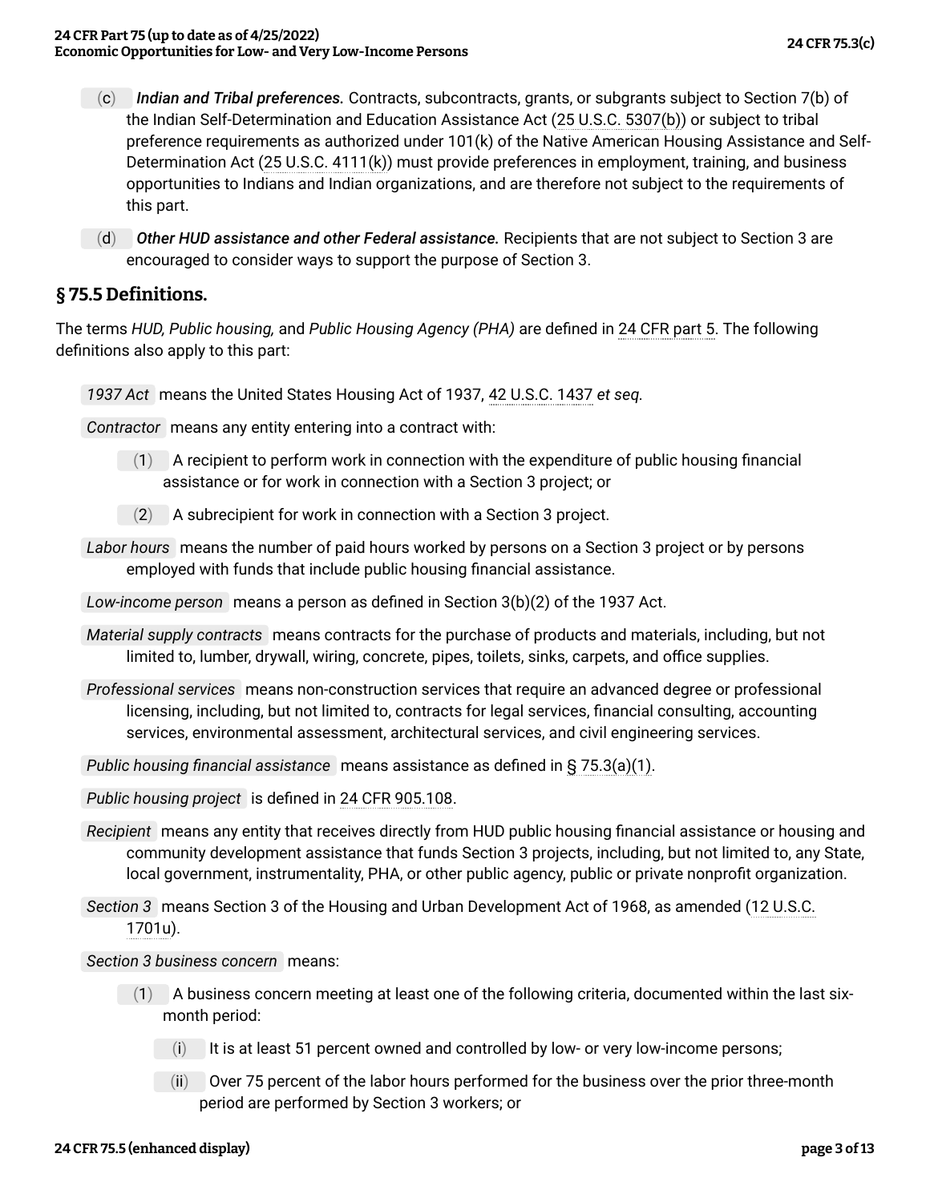(c) ***Indian and Tribal preferences.*** Contracts, subcontracts, grants, or subgrants subject to Section 7(b) of the Indian Self-Determination and Education Assistance Act (25 U.S.C. 5307(b)) or subject to tribal preference requirements as authorized under 101(k) of the Native American Housing Assistance and Self-Determination Act (25 U.S.C. 4111(k)) must provide preferences in employment, training, and business opportunities to Indians and Indian organizations, and are therefore not subject to the requirements of this part.

(d) ***Other HUD assistance and other Federal assistance.*** Recipients that are not subject to Section 3 are encouraged to consider ways to support the purpose of Section 3.

## § 75.5 Definitions.

The terms *HUD, Public housing,* and *Public Housing Agency (PHA)* are defined in 24 CFR part 5. The following definitions also apply to this part:

*1937 Act* means the United States Housing Act of 1937, 42 U.S.C. 1437 *et seq.*

*Contractor* means any entity entering into a contract with:

(1) A recipient to perform work in connection with the expenditure of public housing financial assistance or for work in connection with a Section 3 project; or

(2) A subrecipient for work in connection with a Section 3 project.

*Labor hours* means the number of paid hours worked by persons on a Section 3 project or by persons employed with funds that include public housing financial assistance.

*Low-income person* means a person as defined in Section 3(b)(2) of the 1937 Act.

*Material supply contracts* means contracts for the purchase of products and materials, including, but not limited to, lumber, drywall, wiring, concrete, pipes, toilets, sinks, carpets, and office supplies.

*Professional services* means non-construction services that require an advanced degree or professional licensing, including, but not limited to, contracts for legal services, financial consulting, accounting services, environmental assessment, architectural services, and civil engineering services.

*Public housing financial assistance* means assistance as defined in § 75.3(a)(1).

*Public housing project* is defined in 24 CFR 905.108.

*Recipient* means any entity that receives directly from HUD public housing financial assistance or housing and community development assistance that funds Section 3 projects, including, but not limited to, any State, local government, instrumentality, PHA, or other public agency, public or private nonprofit organization.

*Section 3* means Section 3 of the Housing and Urban Development Act of 1968, as amended (12 U.S.C. 1701u).

*Section 3 business concern* means:

(1) A business concern meeting at least one of the following criteria, documented within the last six-month period:

(i) It is at least 51 percent owned and controlled by low- or very low-income persons;

(ii) Over 75 percent of the labor hours performed for the business over the prior three-month period are performed by Section 3 workers; or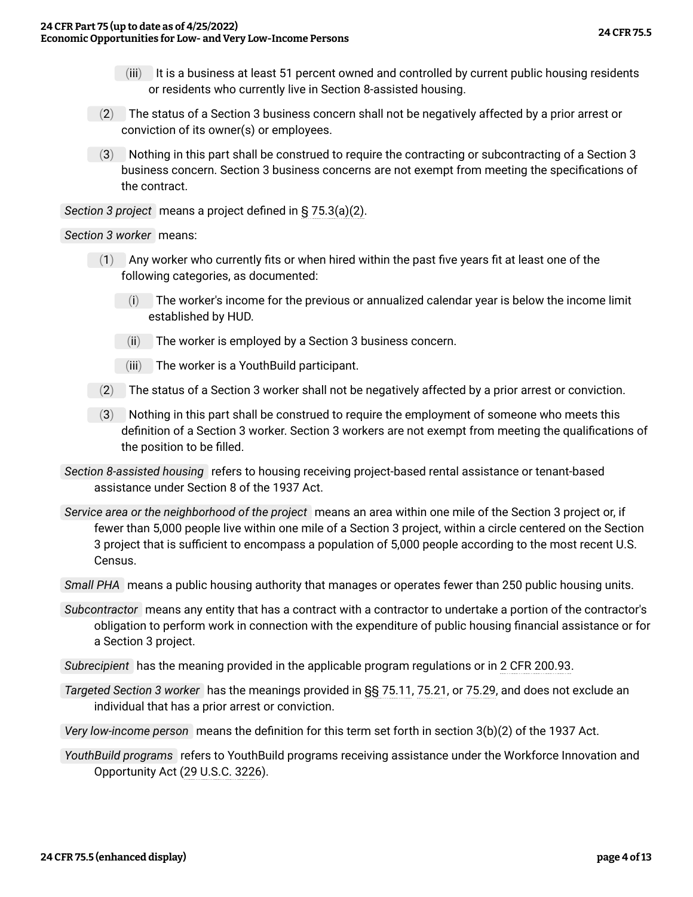(iii) It is a business at least 51 percent owned and controlled by current public housing residents or residents who currently live in Section 8-assisted housing.

(2) The status of a Section 3 business concern shall not be negatively affected by a prior arrest or conviction of its owner(s) or employees.

(3) Nothing in this part shall be construed to require the contracting or subcontracting of a Section 3 business concern. Section 3 business concerns are not exempt from meeting the specifications of the contract.

*Section 3 project* means a project defined in § 75.3(a)(2).

*Section 3 worker* means:

(1) Any worker who currently fits or when hired within the past five years fit at least one of the following categories, as documented:

(i) The worker's income for the previous or annualized calendar year is below the income limit established by HUD.

(ii) The worker is employed by a Section 3 business concern.

(iii) The worker is a YouthBuild participant.

(2) The status of a Section 3 worker shall not be negatively affected by a prior arrest or conviction.

(3) Nothing in this part shall be construed to require the employment of someone who meets this definition of a Section 3 worker. Section 3 workers are not exempt from meeting the qualifications of the position to be filled.

*Section 8-assisted housing* refers to housing receiving project-based rental assistance or tenant-based assistance under Section 8 of the 1937 Act.

*Service area or the neighborhood of the project* means an area within one mile of the Section 3 project or, if fewer than 5,000 people live within one mile of a Section 3 project, within a circle centered on the Section 3 project that is sufficient to encompass a population of 5,000 people according to the most recent U.S. Census.

*Small PHA* means a public housing authority that manages or operates fewer than 250 public housing units.

*Subcontractor* means any entity that has a contract with a contractor to undertake a portion of the contractor's obligation to perform work in connection with the expenditure of public housing financial assistance or for a Section 3 project.

*Subrecipient* has the meaning provided in the applicable program regulations or in 2 CFR 200.93.

*Targeted Section 3 worker* has the meanings provided in §§ 75.11, 75.21, or 75.29, and does not exclude an individual that has a prior arrest or conviction.

*Very low-income person* means the definition for this term set forth in section 3(b)(2) of the 1937 Act.

*YouthBuild programs* refers to YouthBuild programs receiving assistance under the Workforce Innovation and Opportunity Act (29 U.S.C. 3226).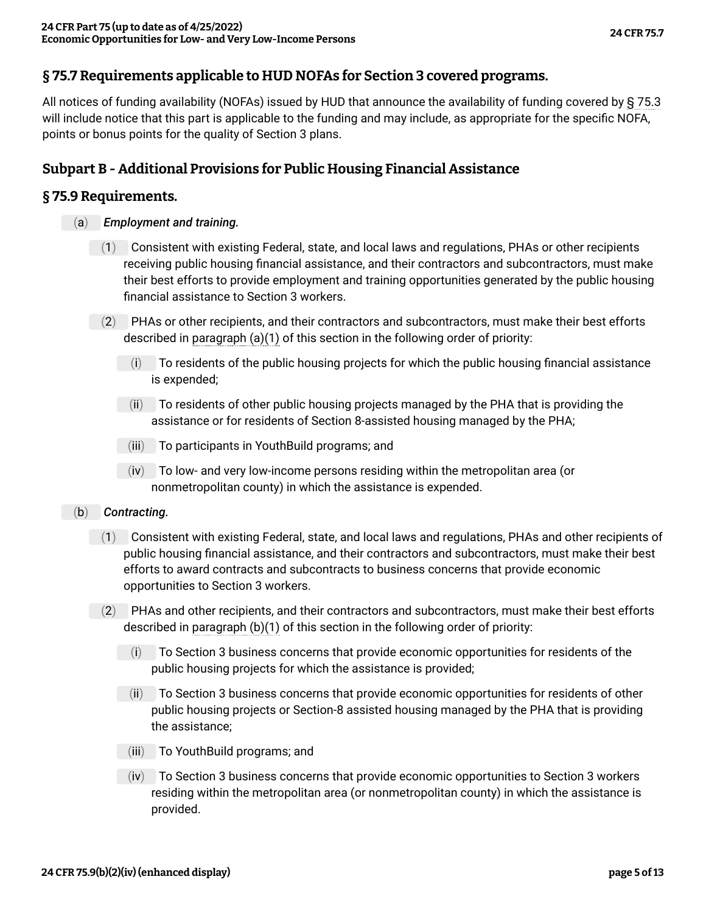## § 75.7 Requirements applicable to HUD NOFAs for Section 3 covered programs.

All notices of funding availability (NOFAs) issued by HUD that announce the availability of funding covered by § 75.3 will include notice that this part is applicable to the funding and may include, as appropriate for the specific NOFA, points or bonus points for the quality of Section 3 plans.

## Subpart B - Additional Provisions for Public Housing Financial Assistance

## § 75.9 Requirements.

(a) *Employment and training.*

(1) Consistent with existing Federal, state, and local laws and regulations, PHAs or other recipients receiving public housing financial assistance, and their contractors and subcontractors, must make their best efforts to provide employment and training opportunities generated by the public housing financial assistance to Section 3 workers.

(2) PHAs or other recipients, and their contractors and subcontractors, must make their best efforts described in paragraph (a)(1) of this section in the following order of priority:

(i) To residents of the public housing projects for which the public housing financial assistance is expended;

(ii) To residents of other public housing projects managed by the PHA that is providing the assistance or for residents of Section 8-assisted housing managed by the PHA;

(iii) To participants in YouthBuild programs; and

(iv) To low- and very low-income persons residing within the metropolitan area (or nonmetropolitan county) in which the assistance is expended.

(b) *Contracting.*

(1) Consistent with existing Federal, state, and local laws and regulations, PHAs and other recipients of public housing financial assistance, and their contractors and subcontractors, must make their best efforts to award contracts and subcontracts to business concerns that provide economic opportunities to Section 3 workers.

(2) PHAs and other recipients, and their contractors and subcontractors, must make their best efforts described in paragraph (b)(1) of this section in the following order of priority:

(i) To Section 3 business concerns that provide economic opportunities for residents of the public housing projects for which the assistance is provided;

(ii) To Section 3 business concerns that provide economic opportunities for residents of other public housing projects or Section-8 assisted housing managed by the PHA that is providing the assistance;

(iii) To YouthBuild programs; and

(iv) To Section 3 business concerns that provide economic opportunities to Section 3 workers residing within the metropolitan area (or nonmetropolitan county) in which the assistance is provided.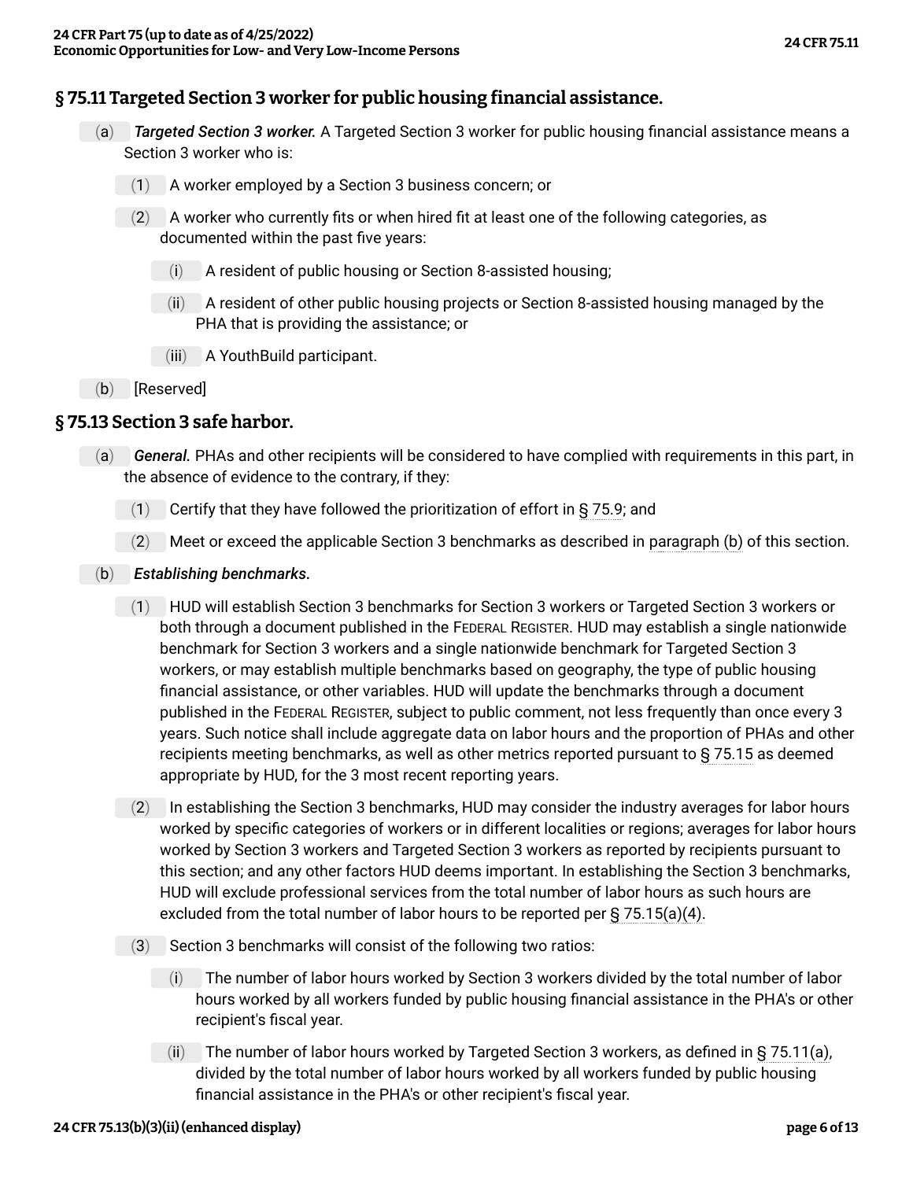## § 75.11 Targeted Section 3 worker for public housing financial assistance.

(a) *Targeted Section 3 worker.* A Targeted Section 3 worker for public housing financial assistance means a Section 3 worker who is:

(1) A worker employed by a Section 3 business concern; or

(2) A worker who currently fits or when hired fit at least one of the following categories, as documented within the past five years:

(i) A resident of public housing or Section 8-assisted housing;

(ii) A resident of other public housing projects or Section 8-assisted housing managed by the PHA that is providing the assistance; or

(iii) A YouthBuild participant.

(b) [Reserved]

## § 75.13 Section 3 safe harbor.

(a) *General.* PHAs and other recipients will be considered to have complied with requirements in this part, in the absence of evidence to the contrary, if they:

(1) Certify that they have followed the prioritization of effort in § 75.9; and

(2) Meet or exceed the applicable Section 3 benchmarks as described in paragraph (b) of this section.

(b) *Establishing benchmarks.*

(1) HUD will establish Section 3 benchmarks for Section 3 workers or Targeted Section 3 workers or both through a document published in the Federal Register. HUD may establish a single nationwide benchmark for Section 3 workers and a single nationwide benchmark for Targeted Section 3 workers, or may establish multiple benchmarks based on geography, the type of public housing financial assistance, or other variables. HUD will update the benchmarks through a document published in the Federal Register, subject to public comment, not less frequently than once every 3 years. Such notice shall include aggregate data on labor hours and the proportion of PHAs and other recipients meeting benchmarks, as well as other metrics reported pursuant to § 75.15 as deemed appropriate by HUD, for the 3 most recent reporting years.

(2) In establishing the Section 3 benchmarks, HUD may consider the industry averages for labor hours worked by specific categories of workers or in different localities or regions; averages for labor hours worked by Section 3 workers and Targeted Section 3 workers as reported by recipients pursuant to this section; and any other factors HUD deems important. In establishing the Section 3 benchmarks, HUD will exclude professional services from the total number of labor hours as such hours are excluded from the total number of labor hours to be reported per § 75.15(a)(4).

(3) Section 3 benchmarks will consist of the following two ratios:

(i) The number of labor hours worked by Section 3 workers divided by the total number of labor hours worked by all workers funded by public housing financial assistance in the PHA's or other recipient's fiscal year.

(ii) The number of labor hours worked by Targeted Section 3 workers, as defined in § 75.11(a), divided by the total number of labor hours worked by all workers funded by public housing financial assistance in the PHA's or other recipient's fiscal year.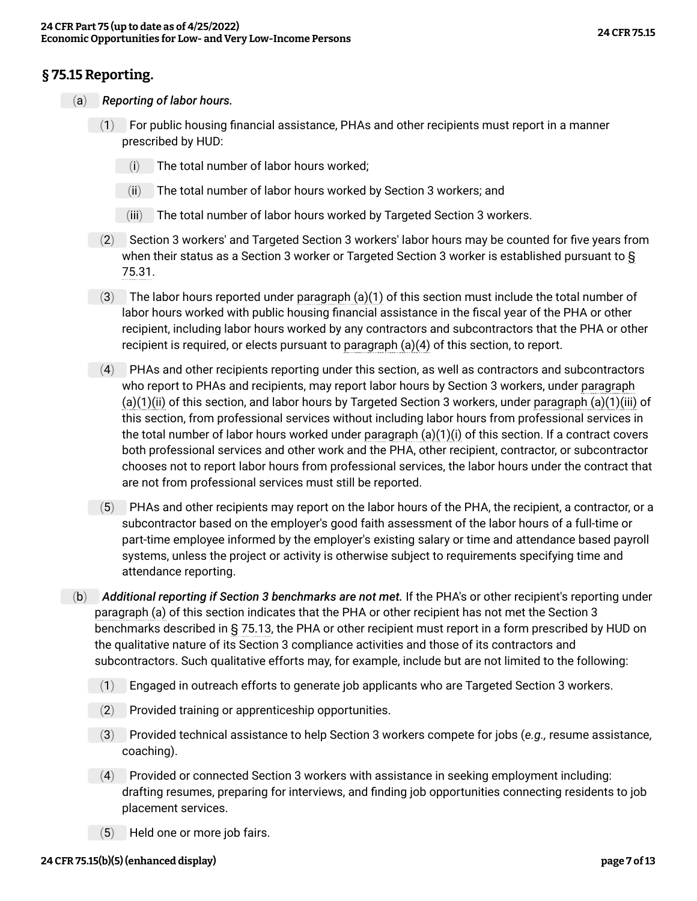## § 75.15 Reporting.

(a) *Reporting of labor hours.*

(1) For public housing financial assistance, PHAs and other recipients must report in a manner prescribed by HUD:

(i) The total number of labor hours worked;

(ii) The total number of labor hours worked by Section 3 workers; and

(iii) The total number of labor hours worked by Targeted Section 3 workers.

(2) Section 3 workers' and Targeted Section 3 workers' labor hours may be counted for five years from when their status as a Section 3 worker or Targeted Section 3 worker is established pursuant to § 75.31.

(3) The labor hours reported under paragraph (a)(1) of this section must include the total number of labor hours worked with public housing financial assistance in the fiscal year of the PHA or other recipient, including labor hours worked by any contractors and subcontractors that the PHA or other recipient is required, or elects pursuant to paragraph (a)(4) of this section, to report.

(4) PHAs and other recipients reporting under this section, as well as contractors and subcontractors who report to PHAs and recipients, may report labor hours by Section 3 workers, under paragraph (a)(1)(ii) of this section, and labor hours by Targeted Section 3 workers, under paragraph (a)(1)(iii) of this section, from professional services without including labor hours from professional services in the total number of labor hours worked under paragraph (a)(1)(i) of this section. If a contract covers both professional services and other work and the PHA, other recipient, contractor, or subcontractor chooses not to report labor hours from professional services, the labor hours under the contract that are not from professional services must still be reported.

(5) PHAs and other recipients may report on the labor hours of the PHA, the recipient, a contractor, or a subcontractor based on the employer's good faith assessment of the labor hours of a full-time or part-time employee informed by the employer's existing salary or time and attendance based payroll systems, unless the project or activity is otherwise subject to requirements specifying time and attendance reporting.

(b) *Additional reporting if Section 3 benchmarks are not met.* If the PHA's or other recipient's reporting under paragraph (a) of this section indicates that the PHA or other recipient has not met the Section 3 benchmarks described in § 75.13, the PHA or other recipient must report in a form prescribed by HUD on the qualitative nature of its Section 3 compliance activities and those of its contractors and subcontractors. Such qualitative efforts may, for example, include but are not limited to the following:

(1) Engaged in outreach efforts to generate job applicants who are Targeted Section 3 workers.

(2) Provided training or apprenticeship opportunities.

(3) Provided technical assistance to help Section 3 workers compete for jobs (*e.g.,* resume assistance, coaching).

(4) Provided or connected Section 3 workers with assistance in seeking employment including: drafting resumes, preparing for interviews, and finding job opportunities connecting residents to job placement services.

(5) Held one or more job fairs.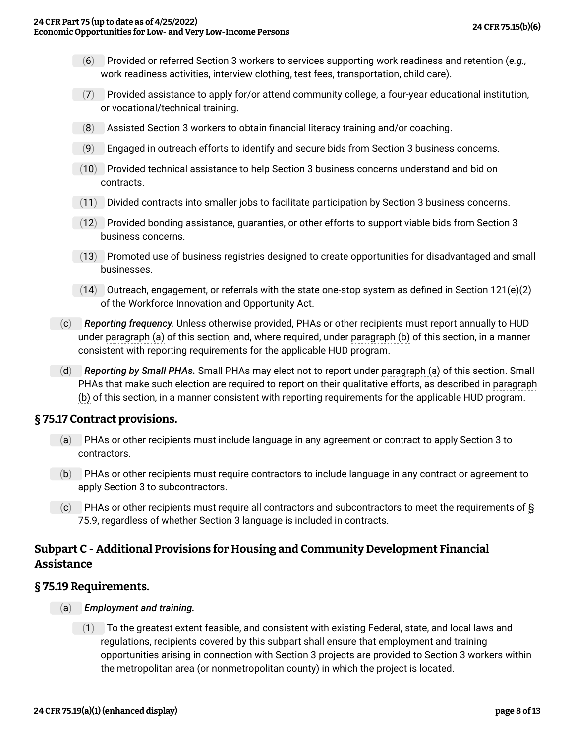(6) Provided or referred Section 3 workers to services supporting work readiness and retention (*e.g.,* work readiness activities, interview clothing, test fees, transportation, child care).

(7) Provided assistance to apply for/or attend community college, a four-year educational institution, or vocational/technical training.

(8) Assisted Section 3 workers to obtain financial literacy training and/or coaching.

(9) Engaged in outreach efforts to identify and secure bids from Section 3 business concerns.

(10) Provided technical assistance to help Section 3 business concerns understand and bid on contracts.

(11) Divided contracts into smaller jobs to facilitate participation by Section 3 business concerns.

(12) Provided bonding assistance, guaranties, or other efforts to support viable bids from Section 3 business concerns.

(13) Promoted use of business registries designed to create opportunities for disadvantaged and small businesses.

(14) Outreach, engagement, or referrals with the state one-stop system as defined in Section 121(e)(2) of the Workforce Innovation and Opportunity Act.

(c) ***Reporting frequency.*** Unless otherwise provided, PHAs or other recipients must report annually to HUD under paragraph (a) of this section, and, where required, under paragraph (b) of this section, in a manner consistent with reporting requirements for the applicable HUD program.

(d) ***Reporting by Small PHAs.*** Small PHAs may elect not to report under paragraph (a) of this section. Small PHAs that make such election are required to report on their qualitative efforts, as described in paragraph (b) of this section, in a manner consistent with reporting requirements for the applicable HUD program.

## § 75.17 Contract provisions.

(a) PHAs or other recipients must include language in any agreement or contract to apply Section 3 to contractors.

(b) PHAs or other recipients must require contractors to include language in any contract or agreement to apply Section 3 to subcontractors.

(c) PHAs or other recipients must require all contractors and subcontractors to meet the requirements of § 75.9, regardless of whether Section 3 language is included in contracts.

## Subpart C - Additional Provisions for Housing and Community Development Financial Assistance

## § 75.19 Requirements.

(a) ***Employment and training.***

(1) To the greatest extent feasible, and consistent with existing Federal, state, and local laws and regulations, recipients covered by this subpart shall ensure that employment and training opportunities arising in connection with Section 3 projects are provided to Section 3 workers within the metropolitan area (or nonmetropolitan county) in which the project is located.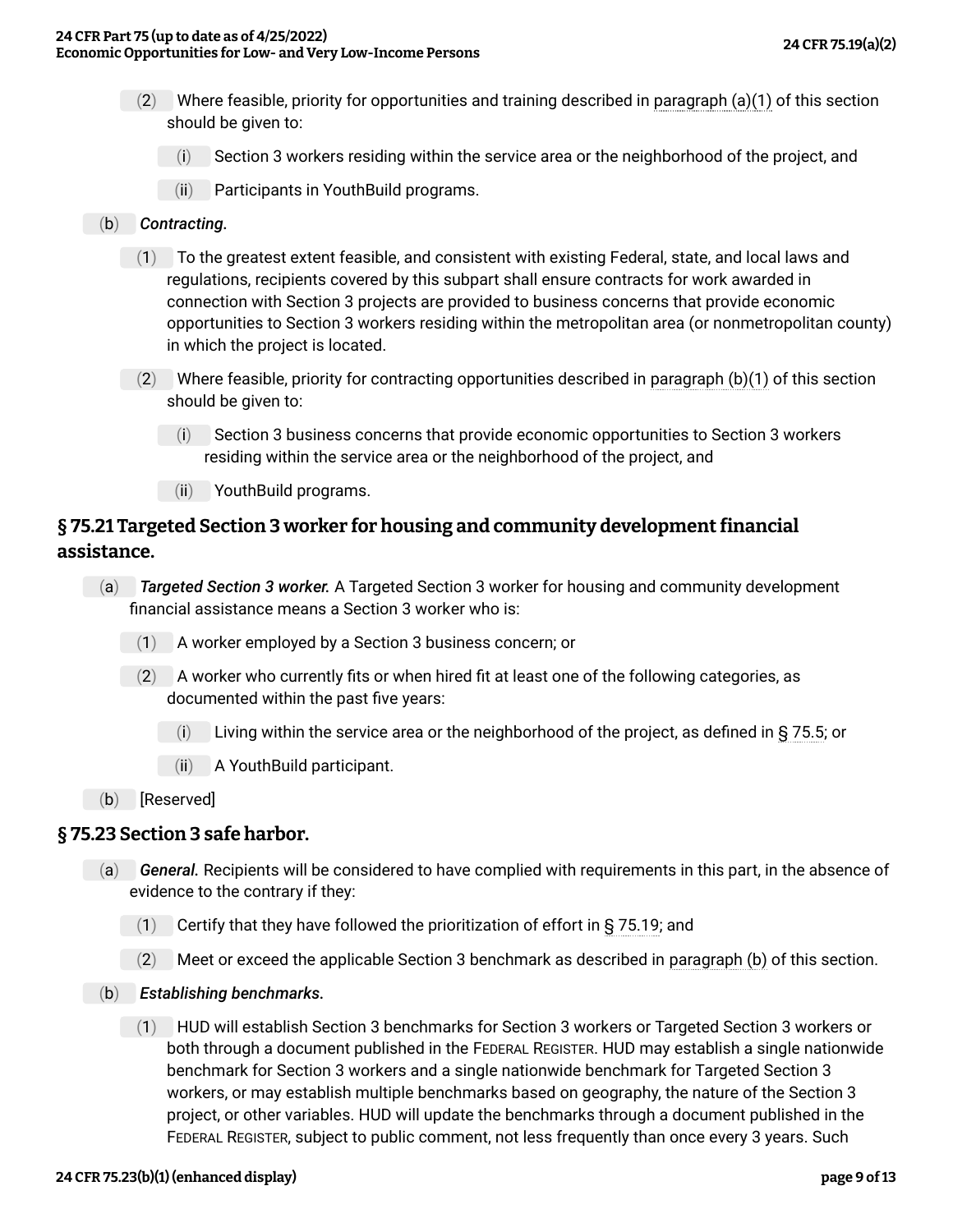(2) Where feasible, priority for opportunities and training described in paragraph (a)(1) of this section should be given to:

(i) Section 3 workers residing within the service area or the neighborhood of the project, and

(ii) Participants in YouthBuild programs.

(b) *Contracting.*

(1) To the greatest extent feasible, and consistent with existing Federal, state, and local laws and regulations, recipients covered by this subpart shall ensure contracts for work awarded in connection with Section 3 projects are provided to business concerns that provide economic opportunities to Section 3 workers residing within the metropolitan area (or nonmetropolitan county) in which the project is located.

(2) Where feasible, priority for contracting opportunities described in paragraph (b)(1) of this section should be given to:

(i) Section 3 business concerns that provide economic opportunities to Section 3 workers residing within the service area or the neighborhood of the project, and

(ii) YouthBuild programs.

## § 75.21 Targeted Section 3 worker for housing and community development financial assistance.

(a) *Targeted Section 3 worker.* A Targeted Section 3 worker for housing and community development financial assistance means a Section 3 worker who is:

(1) A worker employed by a Section 3 business concern; or

(2) A worker who currently fits or when hired fit at least one of the following categories, as documented within the past five years:

(i) Living within the service area or the neighborhood of the project, as defined in § 75.5; or

(ii) A YouthBuild participant.

(b) [Reserved]

## § 75.23 Section 3 safe harbor.

(a) *General.* Recipients will be considered to have complied with requirements in this part, in the absence of evidence to the contrary if they:

(1) Certify that they have followed the prioritization of effort in § 75.19; and

(2) Meet or exceed the applicable Section 3 benchmark as described in paragraph (b) of this section.

(b) *Establishing benchmarks.*

(1) HUD will establish Section 3 benchmarks for Section 3 workers or Targeted Section 3 workers or both through a document published in the FEDERAL REGISTER. HUD may establish a single nationwide benchmark for Section 3 workers and a single nationwide benchmark for Targeted Section 3 workers, or may establish multiple benchmarks based on geography, the nature of the Section 3 project, or other variables. HUD will update the benchmarks through a document published in the FEDERAL REGISTER, subject to public comment, not less frequently than once every 3 years. Such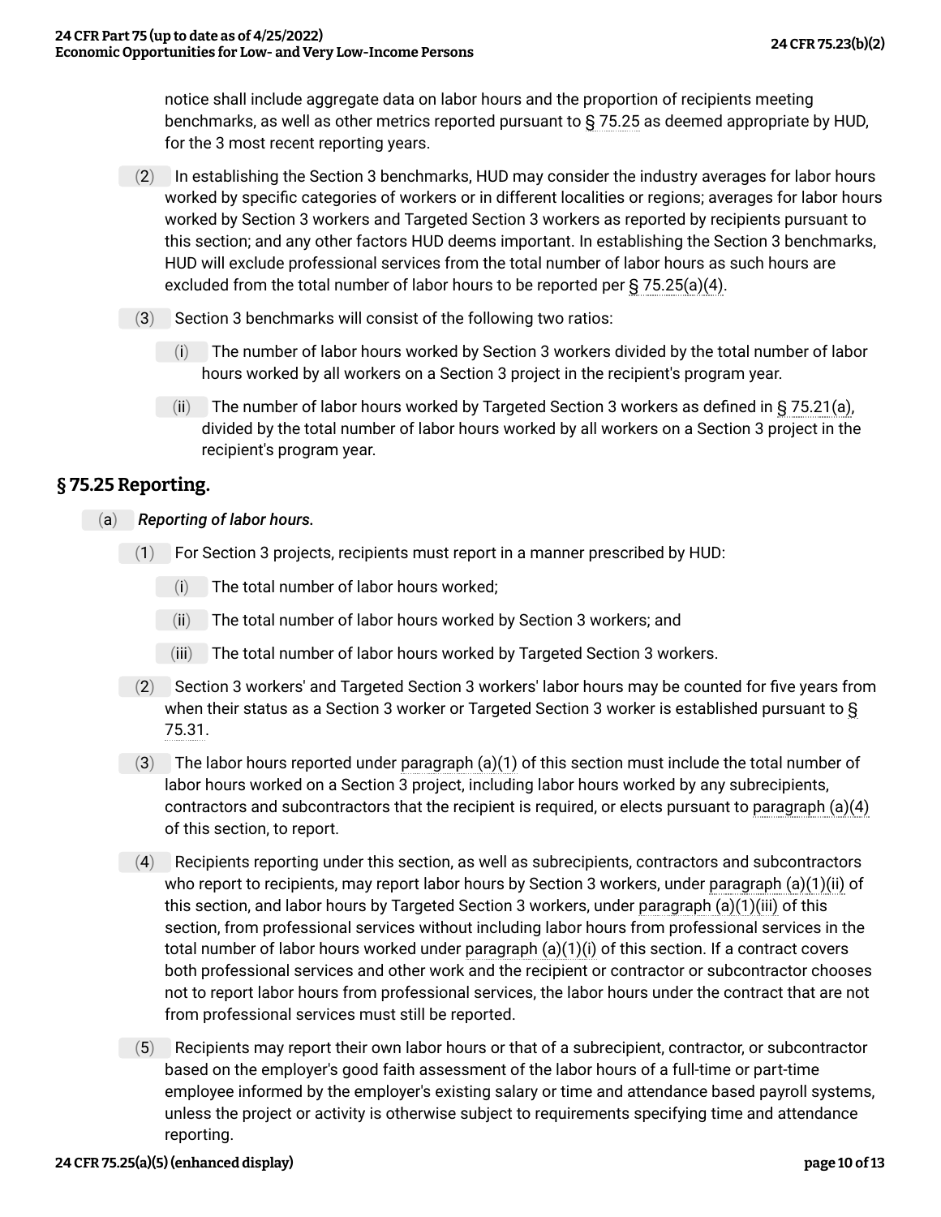notice shall include aggregate data on labor hours and the proportion of recipients meeting benchmarks, as well as other metrics reported pursuant to § 75.25 as deemed appropriate by HUD, for the 3 most recent reporting years.

(2) In establishing the Section 3 benchmarks, HUD may consider the industry averages for labor hours worked by specific categories of workers or in different localities or regions; averages for labor hours worked by Section 3 workers and Targeted Section 3 workers as reported by recipients pursuant to this section; and any other factors HUD deems important. In establishing the Section 3 benchmarks, HUD will exclude professional services from the total number of labor hours as such hours are excluded from the total number of labor hours to be reported per § 75.25(a)(4).

(3) Section 3 benchmarks will consist of the following two ratios:

(i) The number of labor hours worked by Section 3 workers divided by the total number of labor hours worked by all workers on a Section 3 project in the recipient's program year.

(ii) The number of labor hours worked by Targeted Section 3 workers as defined in § 75.21(a), divided by the total number of labor hours worked by all workers on a Section 3 project in the recipient's program year.

## § 75.25 Reporting.

(a) *Reporting of labor hours.*

(1) For Section 3 projects, recipients must report in a manner prescribed by HUD:

(i) The total number of labor hours worked;

(ii) The total number of labor hours worked by Section 3 workers; and

(iii) The total number of labor hours worked by Targeted Section 3 workers.

(2) Section 3 workers' and Targeted Section 3 workers' labor hours may be counted for five years from when their status as a Section 3 worker or Targeted Section 3 worker is established pursuant to § 75.31.

(3) The labor hours reported under paragraph (a)(1) of this section must include the total number of labor hours worked on a Section 3 project, including labor hours worked by any subrecipients, contractors and subcontractors that the recipient is required, or elects pursuant to paragraph (a)(4) of this section, to report.

(4) Recipients reporting under this section, as well as subrecipients, contractors and subcontractors who report to recipients, may report labor hours by Section 3 workers, under paragraph (a)(1)(ii) of this section, and labor hours by Targeted Section 3 workers, under paragraph (a)(1)(iii) of this section, from professional services without including labor hours from professional services in the total number of labor hours worked under paragraph (a)(1)(i) of this section. If a contract covers both professional services and other work and the recipient or contractor or subcontractor chooses not to report labor hours from professional services, the labor hours under the contract that are not from professional services must still be reported.

(5) Recipients may report their own labor hours or that of a subrecipient, contractor, or subcontractor based on the employer's good faith assessment of the labor hours of a full-time or part-time employee informed by the employer's existing salary or time and attendance based payroll systems, unless the project or activity is otherwise subject to requirements specifying time and attendance reporting.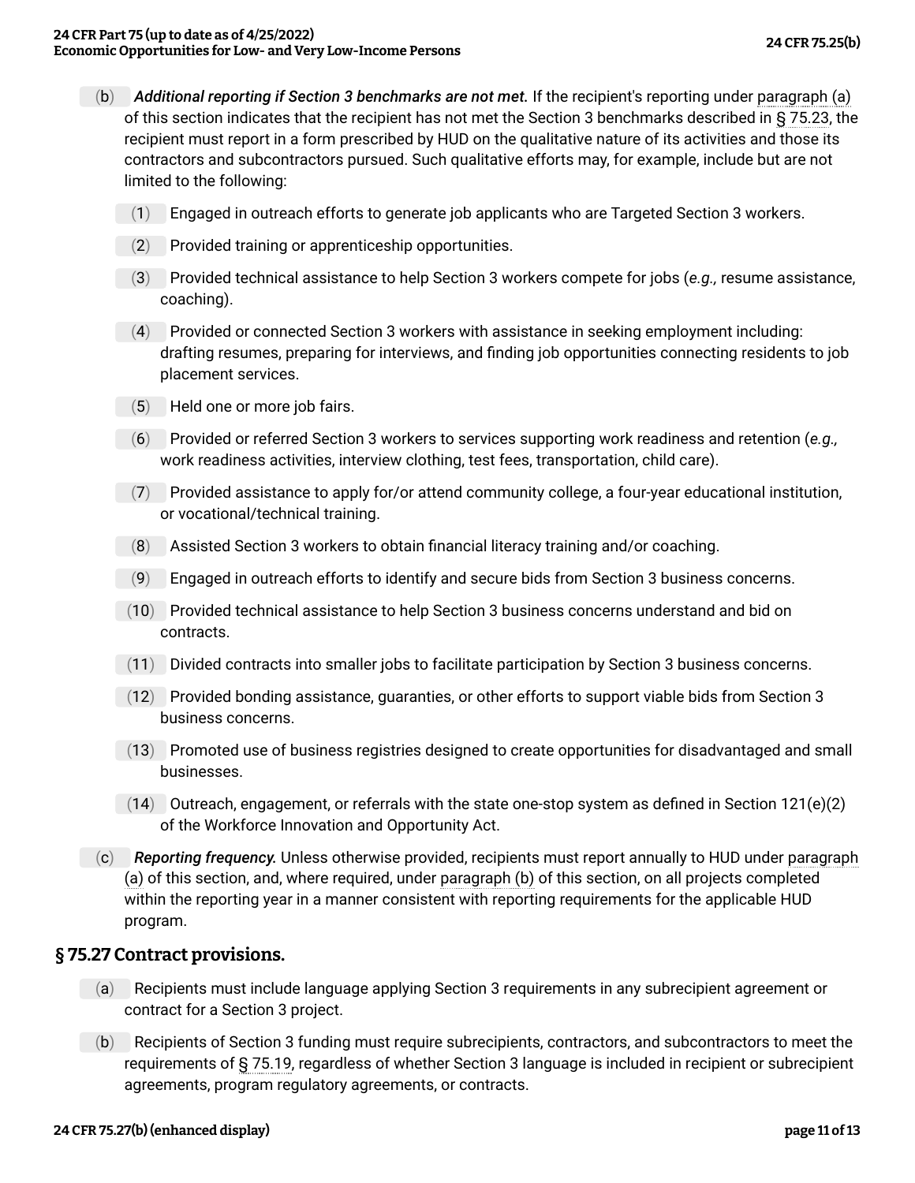(b) *Additional reporting if Section 3 benchmarks are not met.* If the recipient's reporting under paragraph (a) of this section indicates that the recipient has not met the Section 3 benchmarks described in § 75.23, the recipient must report in a form prescribed by HUD on the qualitative nature of its activities and those its contractors and subcontractors pursued. Such qualitative efforts may, for example, include but are not limited to the following:

(1) Engaged in outreach efforts to generate job applicants who are Targeted Section 3 workers.

(2) Provided training or apprenticeship opportunities.

(3) Provided technical assistance to help Section 3 workers compete for jobs (*e.g.,* resume assistance, coaching).

(4) Provided or connected Section 3 workers with assistance in seeking employment including: drafting resumes, preparing for interviews, and finding job opportunities connecting residents to job placement services.

(5) Held one or more job fairs.

(6) Provided or referred Section 3 workers to services supporting work readiness and retention (*e.g.,* work readiness activities, interview clothing, test fees, transportation, child care).

(7) Provided assistance to apply for/or attend community college, a four-year educational institution, or vocational/technical training.

(8) Assisted Section 3 workers to obtain financial literacy training and/or coaching.

(9) Engaged in outreach efforts to identify and secure bids from Section 3 business concerns.

(10) Provided technical assistance to help Section 3 business concerns understand and bid on contracts.

(11) Divided contracts into smaller jobs to facilitate participation by Section 3 business concerns.

(12) Provided bonding assistance, guaranties, or other efforts to support viable bids from Section 3 business concerns.

(13) Promoted use of business registries designed to create opportunities for disadvantaged and small businesses.

(14) Outreach, engagement, or referrals with the state one-stop system as defined in Section 121(e)(2) of the Workforce Innovation and Opportunity Act.

(c) *Reporting frequency.* Unless otherwise provided, recipients must report annually to HUD under paragraph (a) of this section, and, where required, under paragraph (b) of this section, on all projects completed within the reporting year in a manner consistent with reporting requirements for the applicable HUD program.

## § 75.27 Contract provisions.

(a) Recipients must include language applying Section 3 requirements in any subrecipient agreement or contract for a Section 3 project.

(b) Recipients of Section 3 funding must require subrecipients, contractors, and subcontractors to meet the requirements of § 75.19, regardless of whether Section 3 language is included in recipient or subrecipient agreements, program regulatory agreements, or contracts.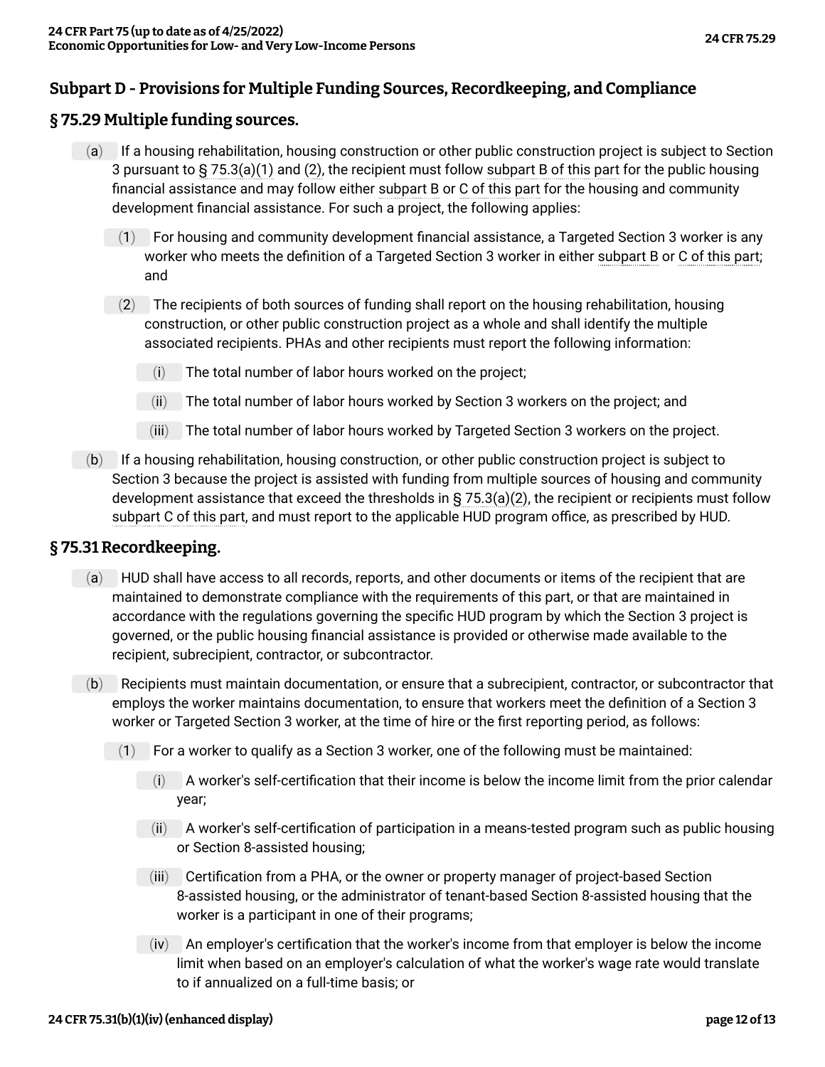## Subpart D - Provisions for Multiple Funding Sources, Recordkeeping, and Compliance

### § 75.29 Multiple funding sources.

(a) If a housing rehabilitation, housing construction or other public construction project is subject to Section 3 pursuant to § 75.3(a)(1) and (2), the recipient must follow subpart B of this part for the public housing financial assistance and may follow either subpart B or C of this part for the housing and community development financial assistance. For such a project, the following applies:

(1) For housing and community development financial assistance, a Targeted Section 3 worker is any worker who meets the definition of a Targeted Section 3 worker in either subpart B or C of this part; and

(2) The recipients of both sources of funding shall report on the housing rehabilitation, housing construction, or other public construction project as a whole and shall identify the multiple associated recipients. PHAs and other recipients must report the following information:

(i) The total number of labor hours worked on the project;

(ii) The total number of labor hours worked by Section 3 workers on the project; and

(iii) The total number of labor hours worked by Targeted Section 3 workers on the project.

(b) If a housing rehabilitation, housing construction, or other public construction project is subject to Section 3 because the project is assisted with funding from multiple sources of housing and community development assistance that exceed the thresholds in § 75.3(a)(2), the recipient or recipients must follow subpart C of this part, and must report to the applicable HUD program office, as prescribed by HUD.

### § 75.31 Recordkeeping.

(a) HUD shall have access to all records, reports, and other documents or items of the recipient that are maintained to demonstrate compliance with the requirements of this part, or that are maintained in accordance with the regulations governing the specific HUD program by which the Section 3 project is governed, or the public housing financial assistance is provided or otherwise made available to the recipient, subrecipient, contractor, or subcontractor.

(b) Recipients must maintain documentation, or ensure that a subrecipient, contractor, or subcontractor that employs the worker maintains documentation, to ensure that workers meet the definition of a Section 3 worker or Targeted Section 3 worker, at the time of hire or the first reporting period, as follows:

(1) For a worker to qualify as a Section 3 worker, one of the following must be maintained:

(i) A worker's self-certification that their income is below the income limit from the prior calendar year;

(ii) A worker's self-certification of participation in a means-tested program such as public housing or Section 8-assisted housing;

(iii) Certification from a PHA, or the owner or property manager of project-based Section 8-assisted housing, or the administrator of tenant-based Section 8-assisted housing that the worker is a participant in one of their programs;

(iv) An employer's certification that the worker's income from that employer is below the income limit when based on an employer's calculation of what the worker's wage rate would translate to if annualized on a full-time basis; or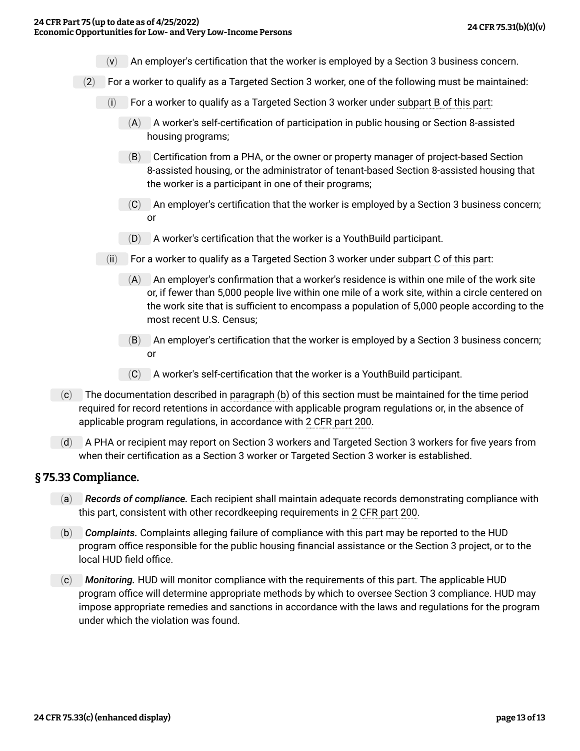(v) An employer's certification that the worker is employed by a Section 3 business concern.

(2) For a worker to qualify as a Targeted Section 3 worker, one of the following must be maintained:

(i) For a worker to qualify as a Targeted Section 3 worker under subpart B of this part:

(A) A worker's self-certification of participation in public housing or Section 8-assisted housing programs;

(B) Certification from a PHA, or the owner or property manager of project-based Section 8-assisted housing, or the administrator of tenant-based Section 8-assisted housing that the worker is a participant in one of their programs;

(C) An employer's certification that the worker is employed by a Section 3 business concern; or

(D) A worker's certification that the worker is a YouthBuild participant.

(ii) For a worker to qualify as a Targeted Section 3 worker under subpart C of this part:

(A) An employer's confirmation that a worker's residence is within one mile of the work site or, if fewer than 5,000 people live within one mile of a work site, within a circle centered on the work site that is sufficient to encompass a population of 5,000 people according to the most recent U.S. Census;

(B) An employer's certification that the worker is employed by a Section 3 business concern; or

(C) A worker's self-certification that the worker is a YouthBuild participant.

(c) The documentation described in paragraph (b) of this section must be maintained for the time period required for record retentions in accordance with applicable program regulations or, in the absence of applicable program regulations, in accordance with 2 CFR part 200.

(d) A PHA or recipient may report on Section 3 workers and Targeted Section 3 workers for five years from when their certification as a Section 3 worker or Targeted Section 3 worker is established.

## § 75.33 Compliance.

(a) *Records of compliance.* Each recipient shall maintain adequate records demonstrating compliance with this part, consistent with other recordkeeping requirements in 2 CFR part 200.

(b) *Complaints.* Complaints alleging failure of compliance with this part may be reported to the HUD program office responsible for the public housing financial assistance or the Section 3 project, or to the local HUD field office.

(c) *Monitoring.* HUD will monitor compliance with the requirements of this part. The applicable HUD program office will determine appropriate methods by which to oversee Section 3 compliance. HUD may impose appropriate remedies and sanctions in accordance with the laws and regulations for the program under which the violation was found.